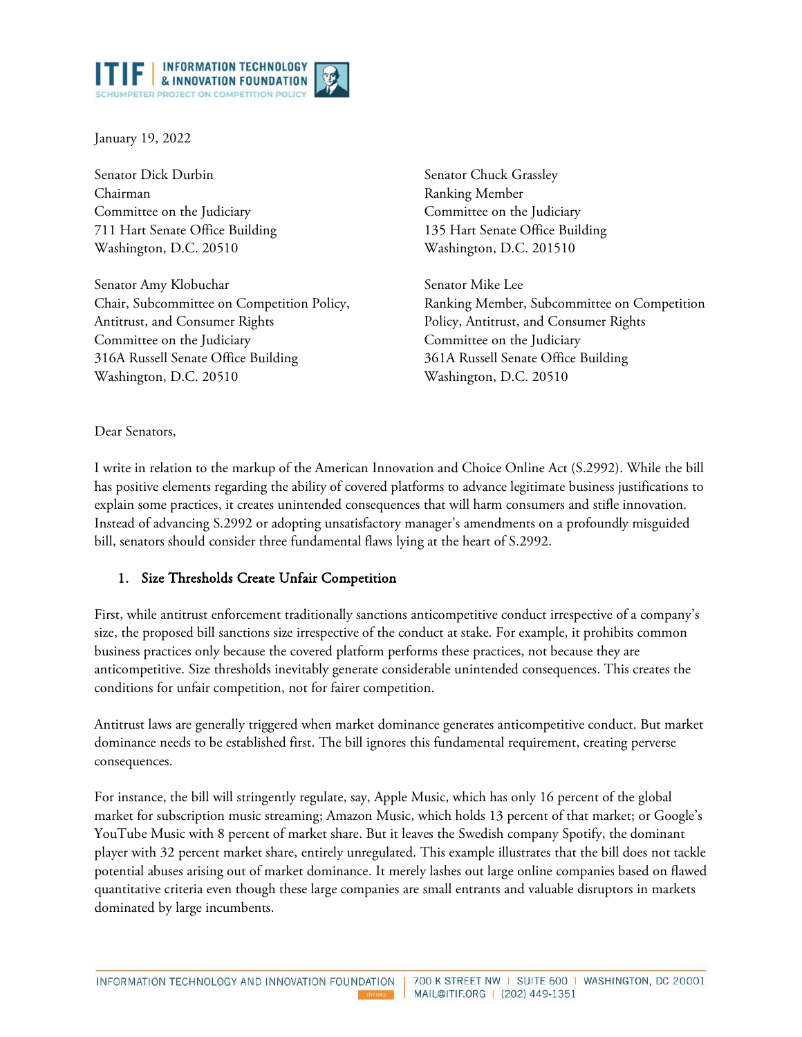January 19, 2022

Senator Dick Durbin
Chairman
Committee on the Judiciary
711 Hart Senate Office Building
Washington, D.C. 20510

Senator Chuck Grassley
Ranking Member
Committee on the Judiciary
135 Hart Senate Office Building
Washington, D.C. 201510

Senator Amy Klobuchar
Chair, Subcommittee on Competition Policy, Antitrust, and Consumer Rights
Committee on the Judiciary
316A Russell Senate Office Building
Washington, D.C. 20510

Senator Mike Lee
Ranking Member, Subcommittee on Competition Policy, Antitrust, and Consumer Rights
Committee on the Judiciary
361A Russell Senate Office Building
Washington, D.C. 20510

Dear Senators,

I write in relation to the markup of the American Innovation and Choice Online Act (S.2992). While the bill has positive elements regarding the ability of covered platforms to advance legitimate business justifications to explain some practices, it creates unintended consequences that will harm consumers and stifle innovation. Instead of advancing S.2992 or adopting unsatisfactory manager's amendments on a profoundly misguided bill, senators should consider three fundamental flaws lying at the heart of S.2992.

## 1. Size Thresholds Create Unfair Competition

First, while antitrust enforcement traditionally sanctions anticompetitive conduct irrespective of a company's size, the proposed bill sanctions size irrespective of the conduct at stake. For example, it prohibits common business practices only because the covered platform performs these practices, not because they are anticompetitive. Size thresholds inevitably generate considerable unintended consequences. This creates the conditions for unfair competition, not for fairer competition.

Antitrust laws are generally triggered when market dominance generates anticompetitive conduct. But market dominance needs to be established first. The bill ignores this fundamental requirement, creating perverse consequences.

For instance, the bill will stringently regulate, say, Apple Music, which has only 16 percent of the global market for subscription music streaming; Amazon Music, which holds 13 percent of that market; or Google's YouTube Music with 8 percent of market share. But it leaves the Swedish company Spotify, the dominant player with 32 percent market share, entirely unregulated. This example illustrates that the bill does not tackle potential abuses arising out of market dominance. It merely lashes out large online companies based on flawed quantitative criteria even though these large companies are small entrants and valuable disruptors in markets dominated by large incumbents.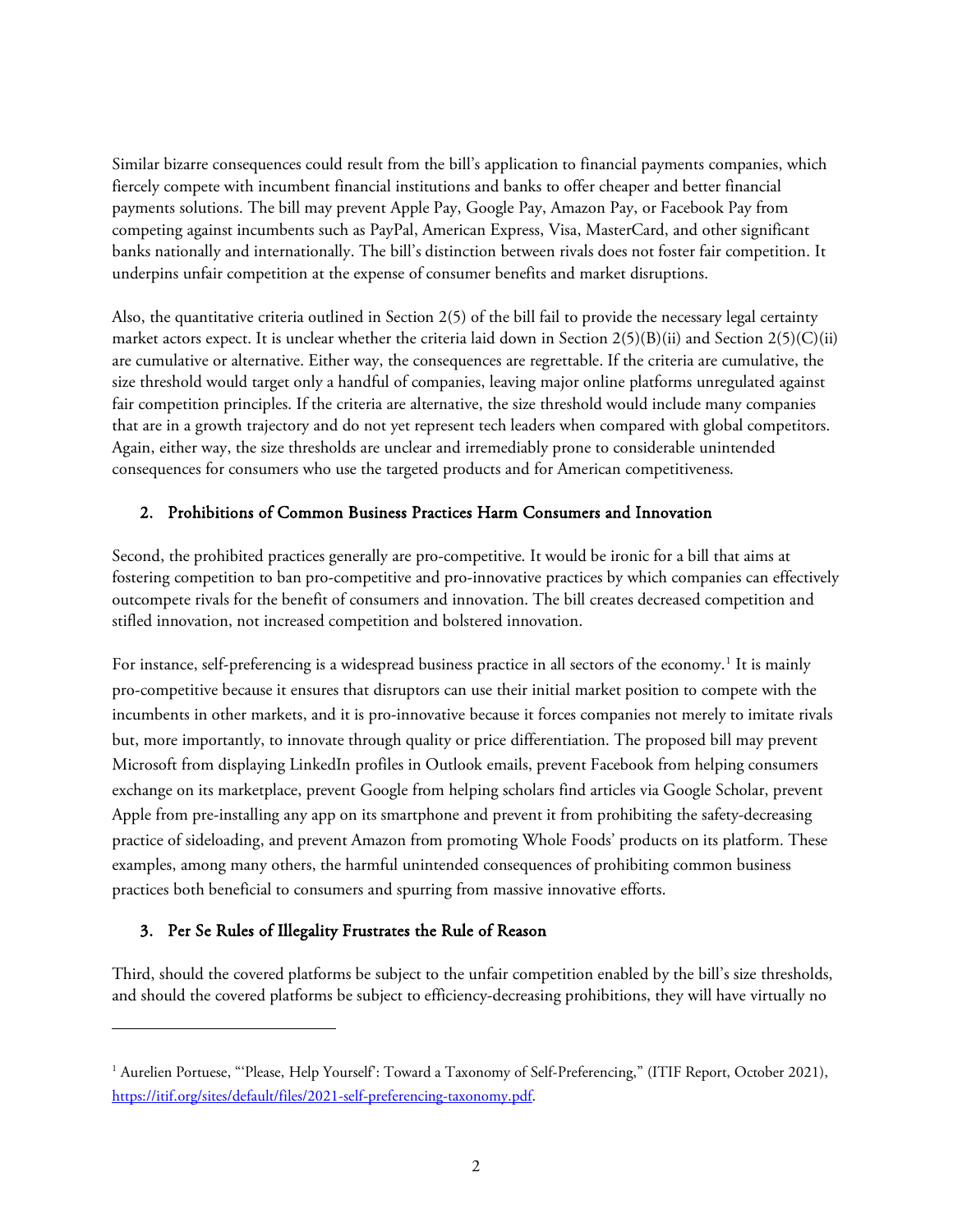Similar bizarre consequences could result from the bill's application to financial payments companies, which fiercely compete with incumbent financial institutions and banks to offer cheaper and better financial payments solutions. The bill may prevent Apple Pay, Google Pay, Amazon Pay, or Facebook Pay from competing against incumbents such as PayPal, American Express, Visa, MasterCard, and other significant banks nationally and internationally. The bill's distinction between rivals does not foster fair competition. It underpins unfair competition at the expense of consumer benefits and market disruptions.

Also, the quantitative criteria outlined in Section 2(5) of the bill fail to provide the necessary legal certainty market actors expect. It is unclear whether the criteria laid down in Section 2(5)(B)(ii) and Section 2(5)(C)(ii) are cumulative or alternative. Either way, the consequences are regrettable. If the criteria are cumulative, the size threshold would target only a handful of companies, leaving major online platforms unregulated against fair competition principles. If the criteria are alternative, the size threshold would include many companies that are in a growth trajectory and do not yet represent tech leaders when compared with global competitors. Again, either way, the size thresholds are unclear and irremediably prone to considerable unintended consequences for consumers who use the targeted products and for American competitiveness.

## 2. Prohibitions of Common Business Practices Harm Consumers and Innovation

Second, the prohibited practices generally are pro-competitive. It would be ironic for a bill that aims at fostering competition to ban pro-competitive and pro-innovative practices by which companies can effectively outcompete rivals for the benefit of consumers and innovation. The bill creates decreased competition and stifled innovation, not increased competition and bolstered innovation.

For instance, self-preferencing is a widespread business practice in all sectors of the economy.[1] It is mainly pro-competitive because it ensures that disruptors can use their initial market position to compete with the incumbents in other markets, and it is pro-innovative because it forces companies not merely to imitate rivals but, more importantly, to innovate through quality or price differentiation. The proposed bill may prevent Microsoft from displaying LinkedIn profiles in Outlook emails, prevent Facebook from helping consumers exchange on its marketplace, prevent Google from helping scholars find articles via Google Scholar, prevent Apple from pre-installing any app on its smartphone and prevent it from prohibiting the safety-decreasing practice of sideloading, and prevent Amazon from promoting Whole Foods' products on its platform. These examples, among many others, the harmful unintended consequences of prohibiting common business practices both beneficial to consumers and spurring from massive innovative efforts.

## 3. Per Se Rules of Illegality Frustrates the Rule of Reason

Third, should the covered platforms be subject to the unfair competition enabled by the bill's size thresholds, and should the covered platforms be subject to efficiency-decreasing prohibitions, they will have virtually no

---

[1] Aurelien Portuese, "'Please, Help Yourself': Toward a Taxonomy of Self-Preferencing," (ITIF Report, October 2021), https://itif.org/sites/default/files/2021-self-preferencing-taxonomy.pdf.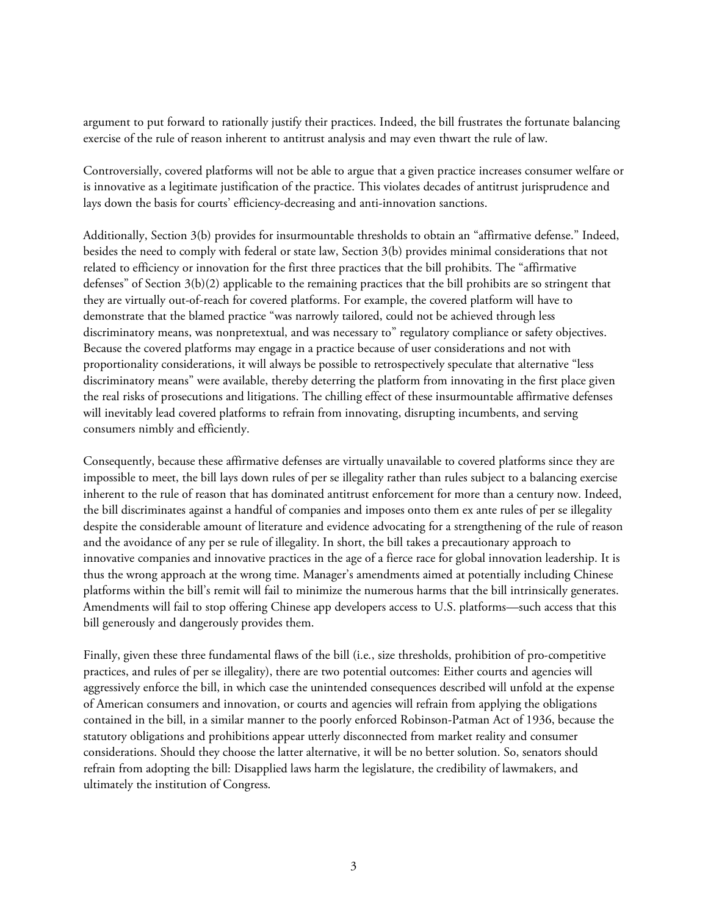argument to put forward to rationally justify their practices. Indeed, the bill frustrates the fortunate balancing exercise of the rule of reason inherent to antitrust analysis and may even thwart the rule of law.

Controversially, covered platforms will not be able to argue that a given practice increases consumer welfare or is innovative as a legitimate justification of the practice. This violates decades of antitrust jurisprudence and lays down the basis for courts' efficiency-decreasing and anti-innovation sanctions.

Additionally, Section 3(b) provides for insurmountable thresholds to obtain an "affirmative defense." Indeed, besides the need to comply with federal or state law, Section 3(b) provides minimal considerations that not related to efficiency or innovation for the first three practices that the bill prohibits. The "affirmative defenses" of Section 3(b)(2) applicable to the remaining practices that the bill prohibits are so stringent that they are virtually out-of-reach for covered platforms. For example, the covered platform will have to demonstrate that the blamed practice "was narrowly tailored, could not be achieved through less discriminatory means, was nonpretextual, and was necessary to" regulatory compliance or safety objectives. Because the covered platforms may engage in a practice because of user considerations and not with proportionality considerations, it will always be possible to retrospectively speculate that alternative "less discriminatory means" were available, thereby deterring the platform from innovating in the first place given the real risks of prosecutions and litigations. The chilling effect of these insurmountable affirmative defenses will inevitably lead covered platforms to refrain from innovating, disrupting incumbents, and serving consumers nimbly and efficiently.

Consequently, because these affirmative defenses are virtually unavailable to covered platforms since they are impossible to meet, the bill lays down rules of per se illegality rather than rules subject to a balancing exercise inherent to the rule of reason that has dominated antitrust enforcement for more than a century now. Indeed, the bill discriminates against a handful of companies and imposes onto them ex ante rules of per se illegality despite the considerable amount of literature and evidence advocating for a strengthening of the rule of reason and the avoidance of any per se rule of illegality. In short, the bill takes a precautionary approach to innovative companies and innovative practices in the age of a fierce race for global innovation leadership. It is thus the wrong approach at the wrong time. Manager's amendments aimed at potentially including Chinese platforms within the bill's remit will fail to minimize the numerous harms that the bill intrinsically generates. Amendments will fail to stop offering Chinese app developers access to U.S. platforms—such access that this bill generously and dangerously provides them.

Finally, given these three fundamental flaws of the bill (i.e., size thresholds, prohibition of pro-competitive practices, and rules of per se illegality), there are two potential outcomes: Either courts and agencies will aggressively enforce the bill, in which case the unintended consequences described will unfold at the expense of American consumers and innovation, or courts and agencies will refrain from applying the obligations contained in the bill, in a similar manner to the poorly enforced Robinson-Patman Act of 1936, because the statutory obligations and prohibitions appear utterly disconnected from market reality and consumer considerations. Should they choose the latter alternative, it will be no better solution. So, senators should refrain from adopting the bill: Disapplied laws harm the legislature, the credibility of lawmakers, and ultimately the institution of Congress.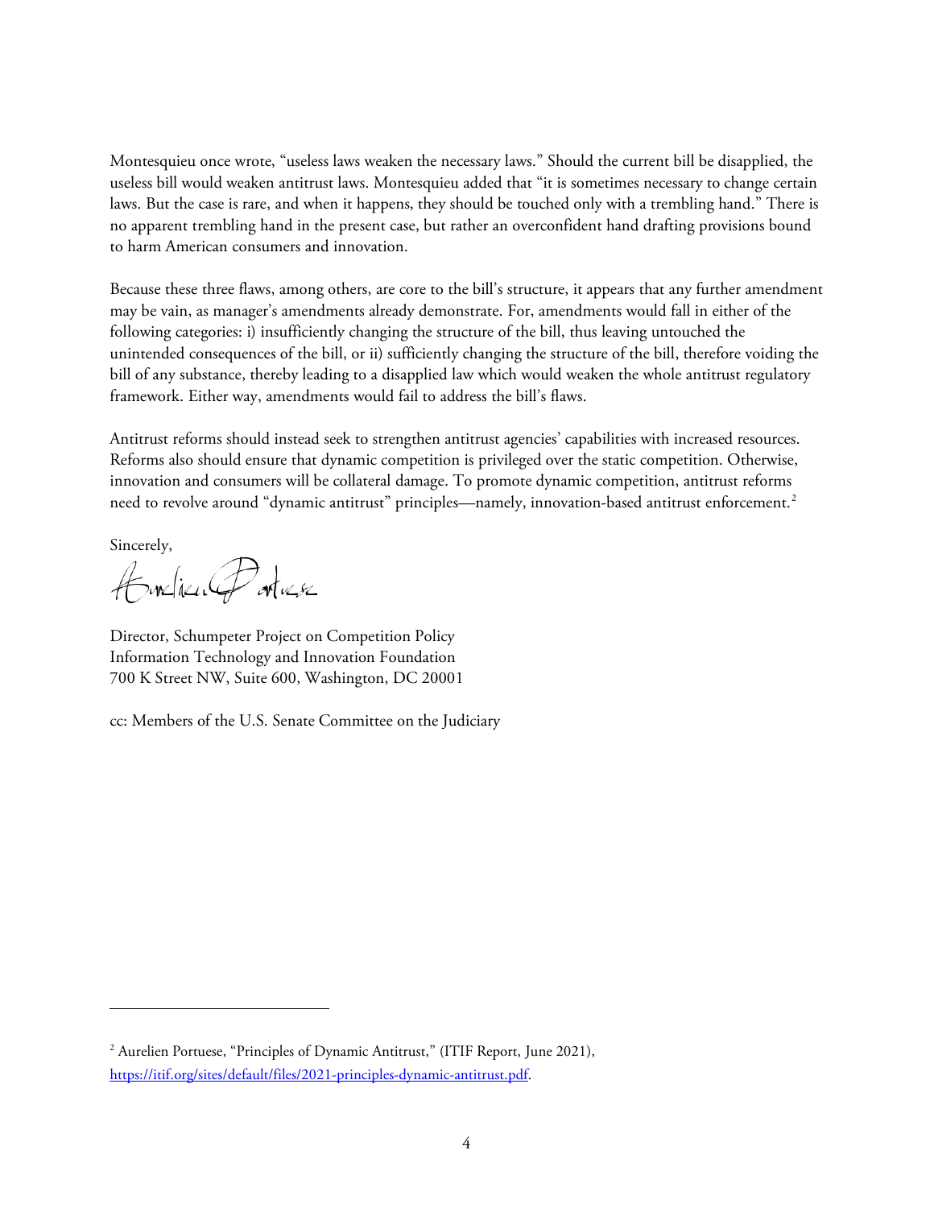Montesquieu once wrote, "useless laws weaken the necessary laws." Should the current bill be disapplied, the useless bill would weaken antitrust laws. Montesquieu added that "it is sometimes necessary to change certain laws. But the case is rare, and when it happens, they should be touched only with a trembling hand." There is no apparent trembling hand in the present case, but rather an overconfident hand drafting provisions bound to harm American consumers and innovation.

Because these three flaws, among others, are core to the bill's structure, it appears that any further amendment may be vain, as manager's amendments already demonstrate. For, amendments would fall in either of the following categories: i) insufficiently changing the structure of the bill, thus leaving untouched the unintended consequences of the bill, or ii) sufficiently changing the structure of the bill, therefore voiding the bill of any substance, thereby leading to a disapplied law which would weaken the whole antitrust regulatory framework. Either way, amendments would fail to address the bill's flaws.

Antitrust reforms should instead seek to strengthen antitrust agencies' capabilities with increased resources. Reforms also should ensure that dynamic competition is privileged over the static competition. Otherwise, innovation and consumers will be collateral damage. To promote dynamic competition, antitrust reforms need to revolve around "dynamic antitrust" principles—namely, innovation-based antitrust enforcement.[2]

Sincerely,

Aurelien Portuese

Director, Schumpeter Project on Competition Policy
Information Technology and Innovation Foundation
700 K Street NW, Suite 600, Washington, DC 20001

cc: Members of the U.S. Senate Committee on the Judiciary

---

[2] Aurelien Portuese, "Principles of Dynamic Antitrust," (ITIF Report, June 2021), https://itif.org/sites/default/files/2021-principles-dynamic-antitrust.pdf.